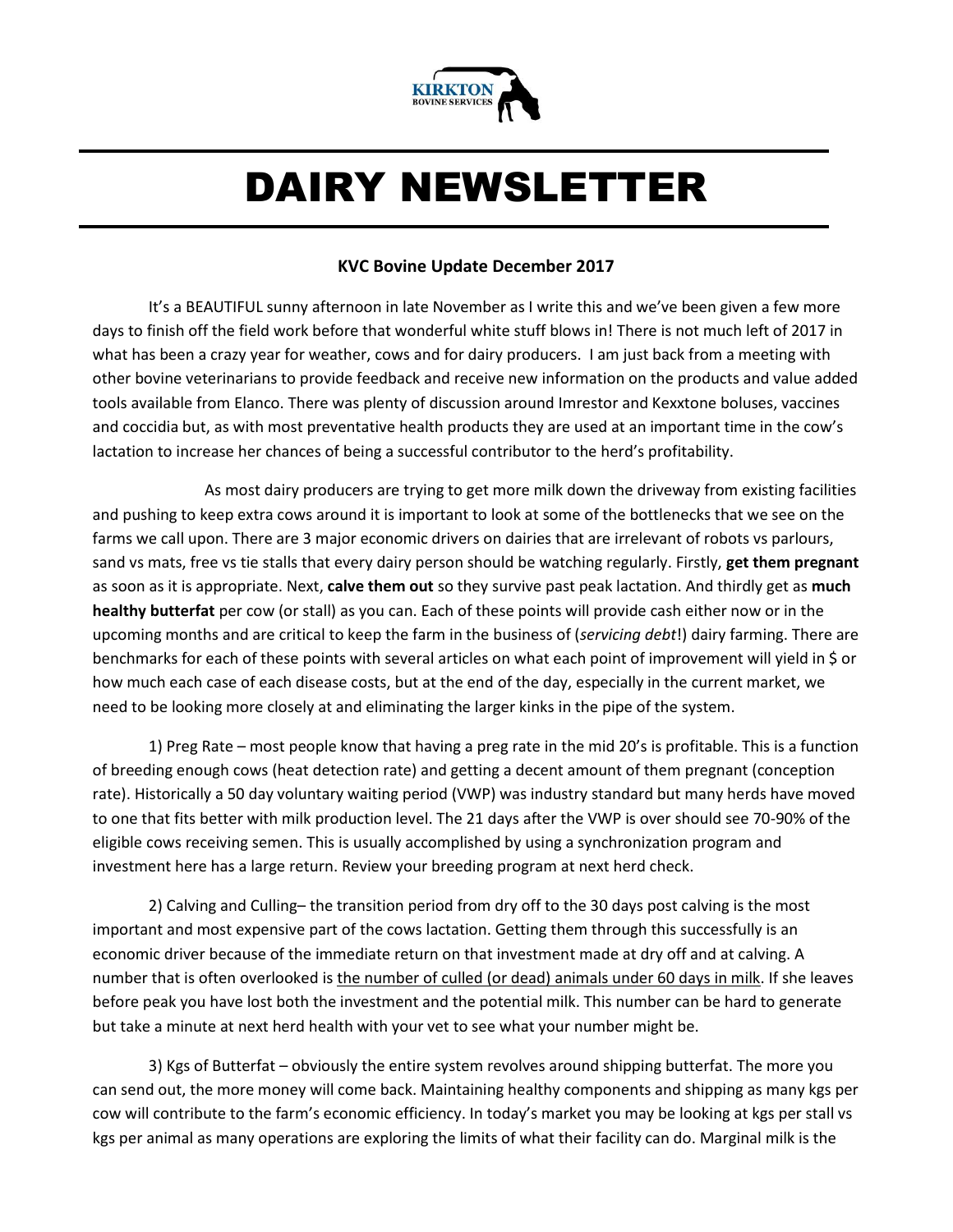KIRKTON BOVINE SERVICES

# DAIRY NEWSLETTER

### KVC Bovine Update December 2017

It's a BEAUTIFUL sunny afternoon in late November as I write this and we've been given a few more days to finish off the field work before that wonderful white stuff blows in! There is not much left of 2017 in what has been a crazy year for weather, cows and for dairy producers. I am just back from a meeting with other bovine veterinarians to provide feedback and receive new information on the products and value added tools available from Elanco. There was plenty of discussion around Imrestor and Kexxtone boluses, vaccines and coccidia but, as with most preventative health products they are used at an important time in the cow's lactation to increase her chances of being a successful contributor to the herd's profitability.

As most dairy producers are trying to get more milk down the driveway from existing facilities and pushing to keep extra cows around it is important to look at some of the bottlenecks that we see on the farms we call upon. There are 3 major economic drivers on dairies that are irrelevant of robots vs parlours, sand vs mats, free vs tie stalls that every dairy person should be watching regularly. Firstly, **get them pregnant** as soon as it is appropriate. Next, **calve them out** so they survive past peak lactation. And thirdly get as **much healthy butterfat** per cow (or stall) as you can. Each of these points will provide cash either now or in the upcoming months and are critical to keep the farm in the business of (*servicing debt*!) dairy farming. There are benchmarks for each of these points with several articles on what each point of improvement will yield in $ or how much each case of each disease costs, but at the end of the day, especially in the current market, we need to be looking more closely at and eliminating the larger kinks in the pipe of the system.

1) Preg Rate – most people know that having a preg rate in the mid 20's is profitable. This is a function of breeding enough cows (heat detection rate) and getting a decent amount of them pregnant (conception rate). Historically a 50 day voluntary waiting period (VWP) was industry standard but many herds have moved to one that fits better with milk production level. The 21 days after the VWP is over should see 70-90% of the eligible cows receiving semen. This is usually accomplished by using a synchronization program and investment here has a large return. Review your breeding program at next herd check.

2) Calving and Culling– the transition period from dry off to the 30 days post calving is the most important and most expensive part of the cows lactation. Getting them through this successfully is an economic driver because of the immediate return on that investment made at dry off and at calving. A number that is often overlooked is <u>the number of culled (or dead) animals under 60 days in milk</u>. If she leaves before peak you have lost both the investment and the potential milk. This number can be hard to generate but take a minute at next herd health with your vet to see what your number might be.

3) Kgs of Butterfat – obviously the entire system revolves around shipping butterfat. The more you can send out, the more money will come back. Maintaining healthy components and shipping as many kgs per cow will contribute to the farm's economic efficiency. In today's market you may be looking at kgs per stall vs kgs per animal as many operations are exploring the limits of what their facility can do. Marginal milk is the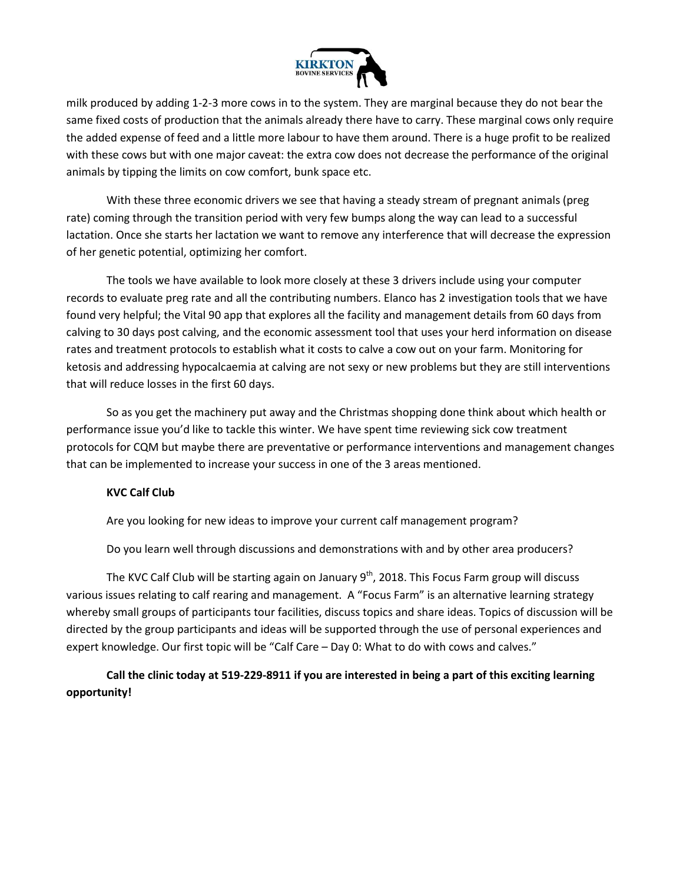milk produced by adding 1-2-3 more cows in to the system. They are marginal because they do not bear the same fixed costs of production that the animals already there have to carry. These marginal cows only require the added expense of feed and a little more labour to have them around. There is a huge profit to be realized with these cows but with one major caveat: the extra cow does not decrease the performance of the original animals by tipping the limits on cow comfort, bunk space etc.

With these three economic drivers we see that having a steady stream of pregnant animals (preg rate) coming through the transition period with very few bumps along the way can lead to a successful lactation. Once she starts her lactation we want to remove any interference that will decrease the expression of her genetic potential, optimizing her comfort.

The tools we have available to look more closely at these 3 drivers include using your computer records to evaluate preg rate and all the contributing numbers. Elanco has 2 investigation tools that we have found very helpful; the Vital 90 app that explores all the facility and management details from 60 days from calving to 30 days post calving, and the economic assessment tool that uses your herd information on disease rates and treatment protocols to establish what it costs to calve a cow out on your farm. Monitoring for ketosis and addressing hypocalcaemia at calving are not sexy or new problems but they are still interventions that will reduce losses in the first 60 days.

So as you get the machinery put away and the Christmas shopping done think about which health or performance issue you'd like to tackle this winter. We have spent time reviewing sick cow treatment protocols for CQM but maybe there are preventative or performance interventions and management changes that can be implemented to increase your success in one of the 3 areas mentioned.

**KVC Calf Club**

Are you looking for new ideas to improve your current calf management program?

Do you learn well through discussions and demonstrations with and by other area producers?

The KVC Calf Club will be starting again on January 9th, 2018. This Focus Farm group will discuss various issues relating to calf rearing and management. A "Focus Farm" is an alternative learning strategy whereby small groups of participants tour facilities, discuss topics and share ideas. Topics of discussion will be directed by the group participants and ideas will be supported through the use of personal experiences and expert knowledge. Our first topic will be "Calf Care – Day 0: What to do with cows and calves."

**Call the clinic today at 519-229-8911 if you are interested in being a part of this exciting learning opportunity!**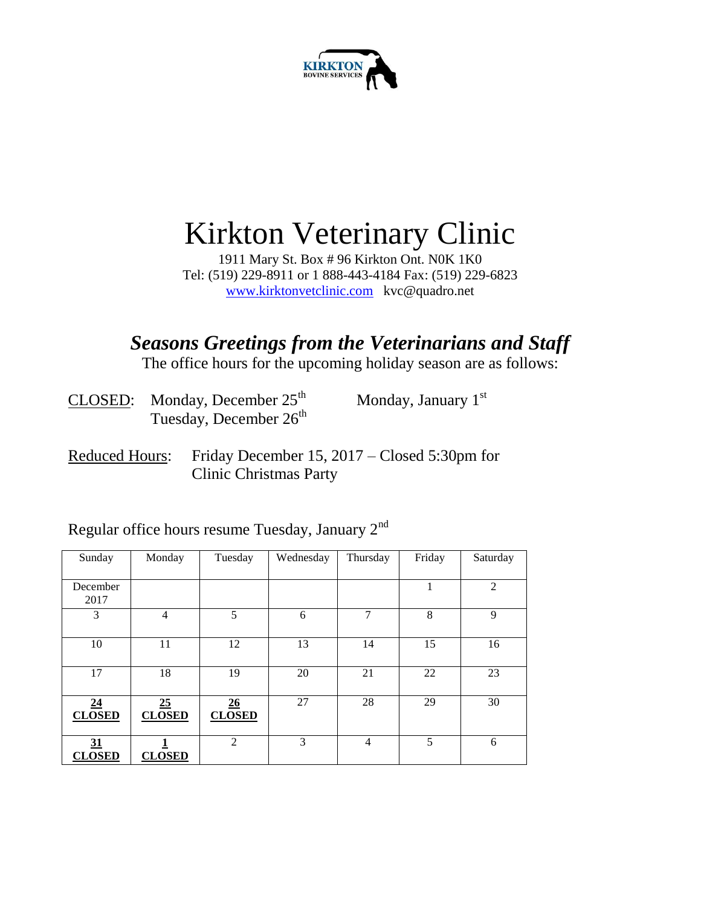KIRKTON BOVINE SERVICES

# Kirkton Veterinary Clinic

1911 Mary St. Box # 96 Kirkton Ont. N0K 1K0
Tel: (519) 229-8911 or 1 888-443-4184 Fax: (519) 229-6823
www.kirktonvetclinic.com kvc@quadro.net

## *Seasons Greetings from the Veterinarians and Staff*

The office hours for the upcoming holiday season are as follows:

CLOSED: Monday, December 25th
Tuesday, December 26th
Monday, January 1st

Reduced Hours: Friday December 15, 2017 – Closed 5:30pm for Clinic Christmas Party

Regular office hours resume Tuesday, January 2nd

| Sunday | Monday | Tuesday | Wednesday | Thursday | Friday | Saturday |
|---|---|---|---|---|---|---|
| December 2017 | | | | | 1 | 2 |
| 3 | 4 | 5 | 6 | 7 | 8 | 9 |
| 10 | 11 | 12 | 13 | 14 | 15 | 16 |
| 17 | 18 | 19 | 20 | 21 | 22 | 23 |
| **24 CLOSED** | **25 CLOSED** | **26 CLOSED** | 27 | 28 | 29 | 30 |
| **31 CLOSED** | **1 CLOSED** | 2 | 3 | 4 | 5 | 6 |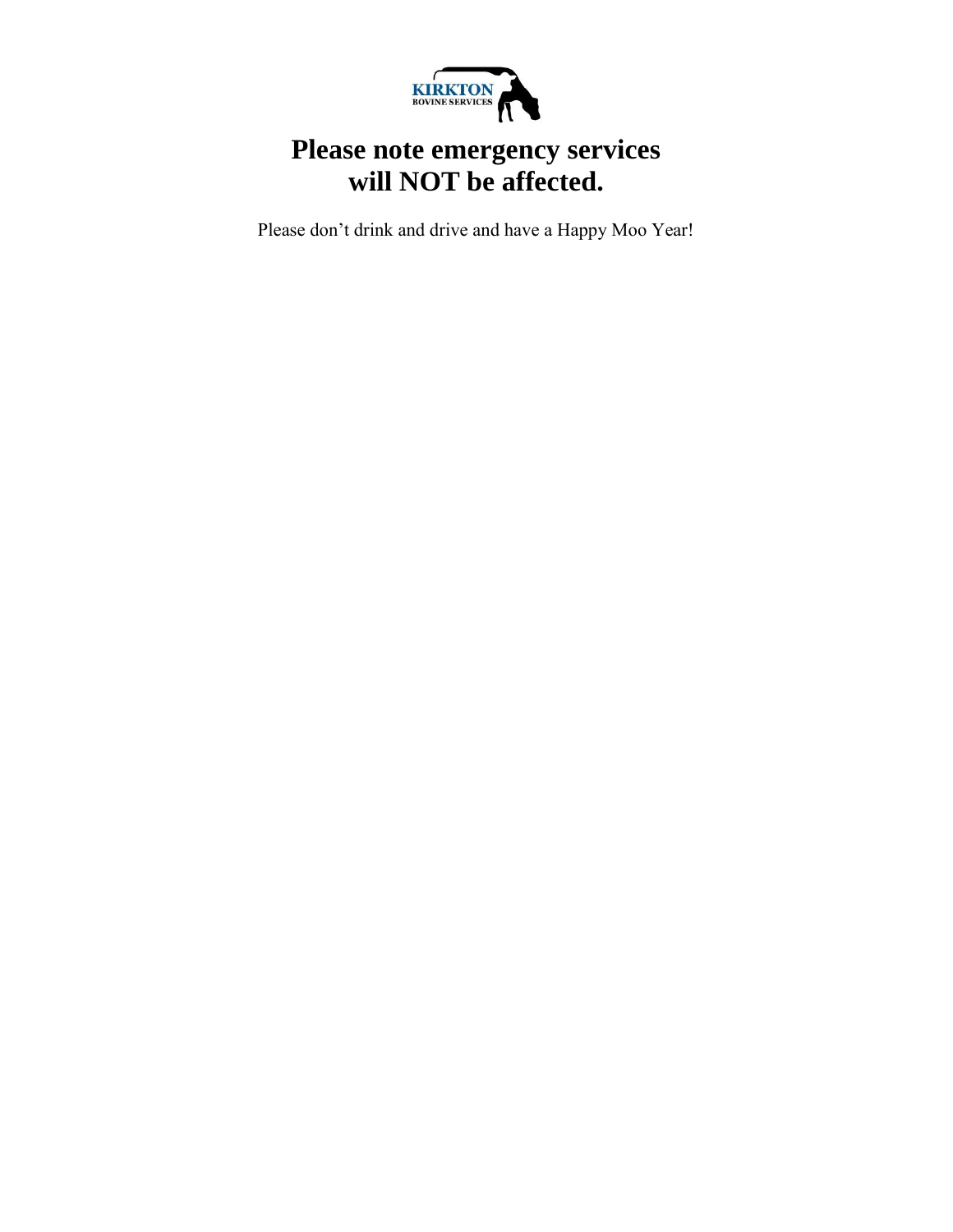KIRKTON BOVINE SERVICES

# Please note emergency services will NOT be affected.

Please don't drink and drive and have a Happy Moo Year!